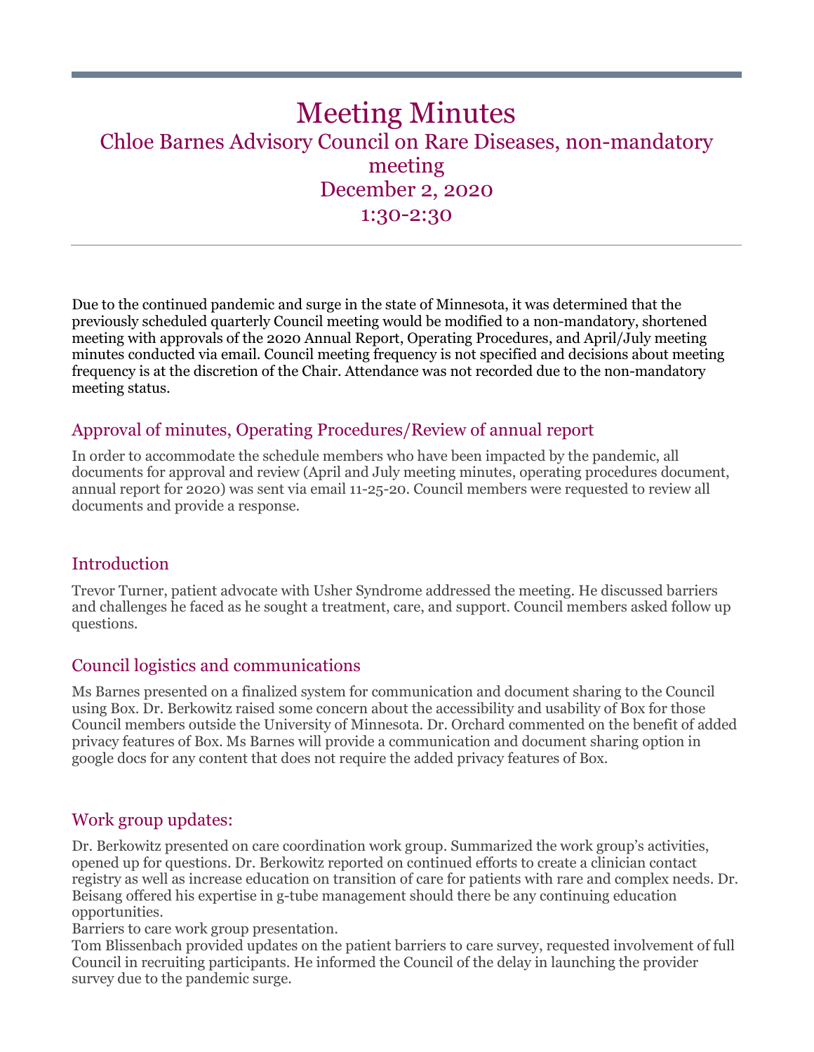# Meeting Minutes

## Chloe Barnes Advisory Council on Rare Diseases, non-mandatory meeting

## December 2, 2020

## 1:30-2:30

Due to the continued pandemic and surge in the state of Minnesota, it was determined that the previously scheduled quarterly Council meeting would be modified to a non-mandatory, shortened meeting with approvals of the 2020 Annual Report, Operating Procedures, and April/July meeting minutes conducted via email. Council meeting frequency is not specified and decisions about meeting frequency is at the discretion of the Chair. Attendance was not recorded due to the non-mandatory meeting status.

### Approval of minutes, Operating Procedures/Review of annual report

In order to accommodate the schedule members who have been impacted by the pandemic, all documents for approval and review (April and July meeting minutes, operating procedures document, annual report for 2020) was sent via email 11-25-20. Council members were requested to review all documents and provide a response.

### Introduction

Trevor Turner, patient advocate with Usher Syndrome addressed the meeting. He discussed barriers and challenges he faced as he sought a treatment, care, and support. Council members asked follow up questions.

### Council logistics and communications

Ms Barnes presented on a finalized system for communication and document sharing to the Council using Box. Dr. Berkowitz raised some concern about the accessibility and usability of Box for those Council members outside the University of Minnesota. Dr. Orchard commented on the benefit of added privacy features of Box. Ms Barnes will provide a communication and document sharing option in google docs for any content that does not require the added privacy features of Box.

### Work group updates:

Dr. Berkowitz presented on care coordination work group. Summarized the work group's activities, opened up for questions. Dr. Berkowitz reported on continued efforts to create a clinician contact registry as well as increase education on transition of care for patients with rare and complex needs. Dr. Beisang offered his expertise in g-tube management should there be any continuing education opportunities.

Barriers to care work group presentation.

Tom Blissenbach provided updates on the patient barriers to care survey, requested involvement of full Council in recruiting participants. He informed the Council of the delay in launching the provider survey due to the pandemic surge.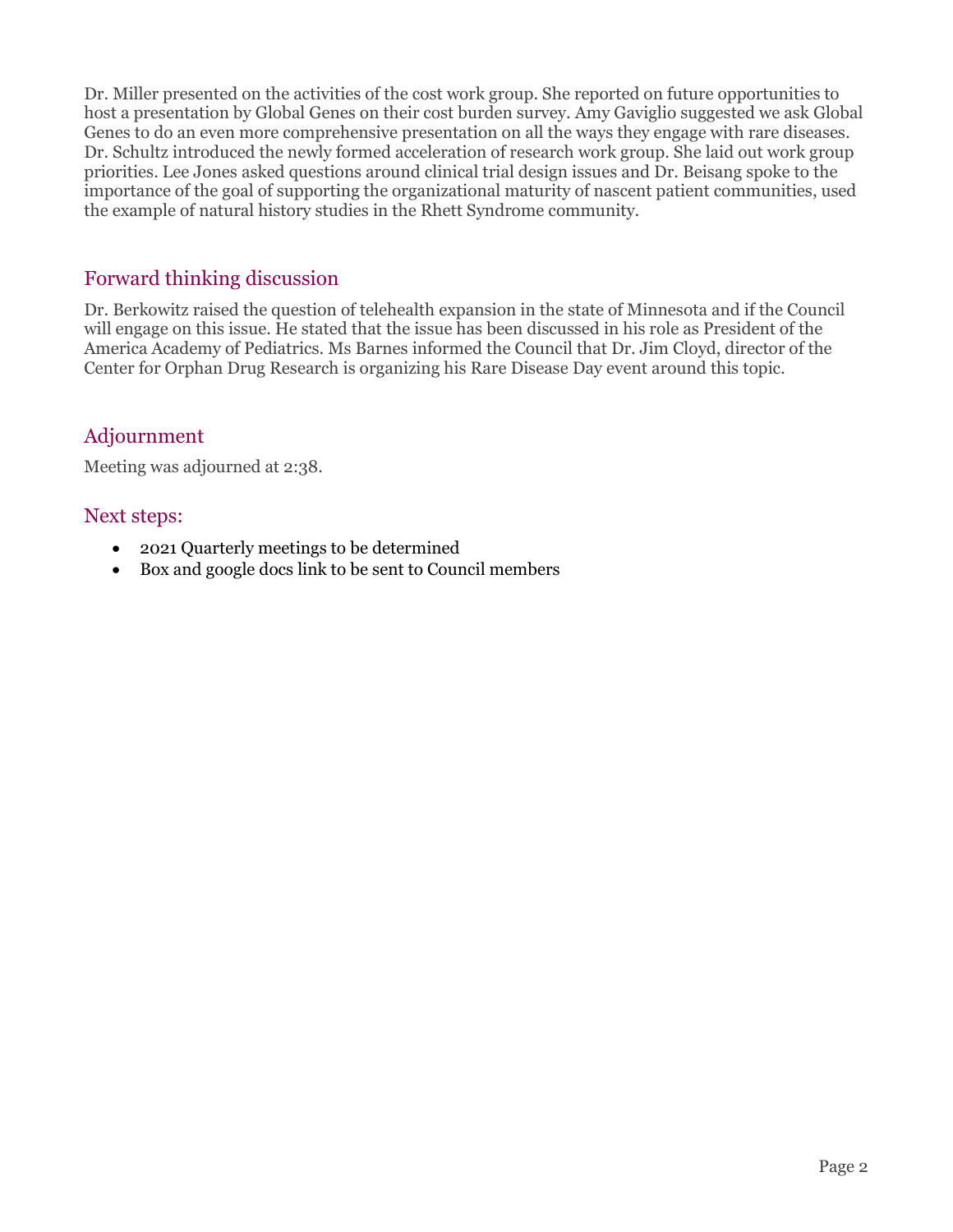Dr. Miller presented on the activities of the cost work group. She reported on future opportunities to host a presentation by Global Genes on their cost burden survey. Amy Gaviglio suggested we ask Global Genes to do an even more comprehensive presentation on all the ways they engage with rare diseases. Dr. Schultz introduced the newly formed acceleration of research work group. She laid out work group priorities. Lee Jones asked questions around clinical trial design issues and Dr. Beisang spoke to the importance of the goal of supporting the organizational maturity of nascent patient communities, used the example of natural history studies in the Rhett Syndrome community.

## Forward thinking discussion

Dr. Berkowitz raised the question of telehealth expansion in the state of Minnesota and if the Council will engage on this issue. He stated that the issue has been discussed in his role as President of the America Academy of Pediatrics. Ms Barnes informed the Council that Dr. Jim Cloyd, director of the Center for Orphan Drug Research is organizing his Rare Disease Day event around this topic.

## Adjournment

Meeting was adjourned at 2:38.

## Next steps:

- 2021 Quarterly meetings to be determined
- Box and google docs link to be sent to Council members